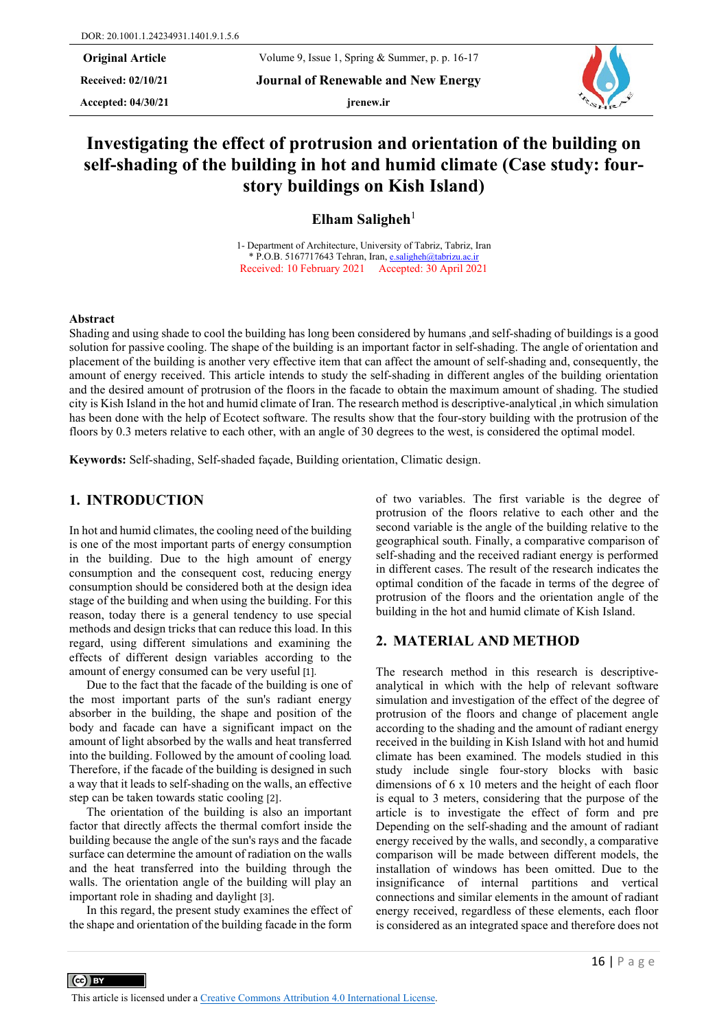DOR: 20.1001.1.24234931.1401.9.1.5.6

**Original Article**
**Received: 02/10/21**
**Accepted: 04/30/21**

**Journal of Renewable and New Energy**
jrenew.ir

# Investigating the effect of protrusion and orientation of the building on self-shading of the building in hot and humid climate (Case study: four-story buildings on Kish Island)

**Elham Saligheh**[1]

1- Department of Architecture, University of Tabriz, Tabriz, Iran
* P.O.B. 5167717643 Tehran, Iran, e.saligheh@tabrizu.ac.ir
Received: 10 February 2021 Accepted: 30 April 2021

## Abstract

Shading and using shade to cool the building has long been considered by humans ,and self-shading of buildings is a good solution for passive cooling. The shape of the building is an important factor in self-shading. The angle of orientation and placement of the building is another very effective item that can affect the amount of self-shading and, consequently, the amount of energy received. This article intends to study the self-shading in different angles of the building orientation and the desired amount of protrusion of the floors in the facade to obtain the maximum amount of shading. The studied city is Kish Island in the hot and humid climate of Iran. The research method is descriptive-analytical ,in which simulation has been done with the help of Ecotect software. The results show that the four-story building with the protrusion of the floors by 0.3 meters relative to each other, with an angle of 30 degrees to the west, is considered the optimal model.

**Keywords:** Self-shading, Self-shaded façade, Building orientation, Climatic design.

## 1. INTRODUCTION

In hot and humid climates, the cooling need of the building is one of the most important parts of energy consumption in the building. Due to the high amount of energy consumption and the consequent cost, reducing energy consumption should be considered both at the design idea stage of the building and when using the building. For this reason, today there is a general tendency to use special methods and design tricks that can reduce this load. In this regard, using different simulations and examining the effects of different design variables according to the amount of energy consumed can be very useful [1].

Due to the fact that the facade of the building is one of the most important parts of the sun's radiant energy absorber in the building, the shape and position of the body and facade can have a significant impact on the amount of light absorbed by the walls and heat transferred into the building. Followed by the amount of cooling load. Therefore, if the facade of the building is designed in such a way that it leads to self-shading on the walls, an effective step can be taken towards static cooling [2].

The orientation of the building is also an important factor that directly affects the thermal comfort inside the building because the angle of the sun's rays and the facade surface can determine the amount of radiation on the walls and the heat transferred into the building through the walls. The orientation angle of the building will play an important role in shading and daylight [3].

In this regard, the present study examines the effect of the shape and orientation of the building facade in the form of two variables. The first variable is the degree of protrusion of the floors relative to each other and the second variable is the angle of the building relative to the geographical south. Finally, a comparative comparison of self-shading and the received radiant energy is performed in different cases. The result of the research indicates the optimal condition of the facade in terms of the degree of protrusion of the floors and the orientation angle of the building in the hot and humid climate of Kish Island.

## 2. MATERIAL AND METHOD

The research method in this research is descriptive-analytical in which with the help of relevant software simulation and investigation of the effect of the degree of protrusion of the floors and change of placement angle according to the shading and the amount of radiant energy received in the building in Kish Island with hot and humid climate was performed. The models studied in this study include single four-story blocks with basic dimensions of 6 x 10 meters and the height of each floor is equal to 3 meters, considering that the purpose of the article is to investigate the effect of form and pre Depending on the self-shading and the amount of radiant energy received by the walls, and secondly, a comparative comparison will be made between different models, the installation of windows has been omitted. Due to the insignificance of internal partitions and vertical connections and similar elements in the amount of radiant energy received, regardless of these elements, each floor is considered as an integrated space and therefore does not

This article is licensed under a Creative Commons Attribution 4.0 International License.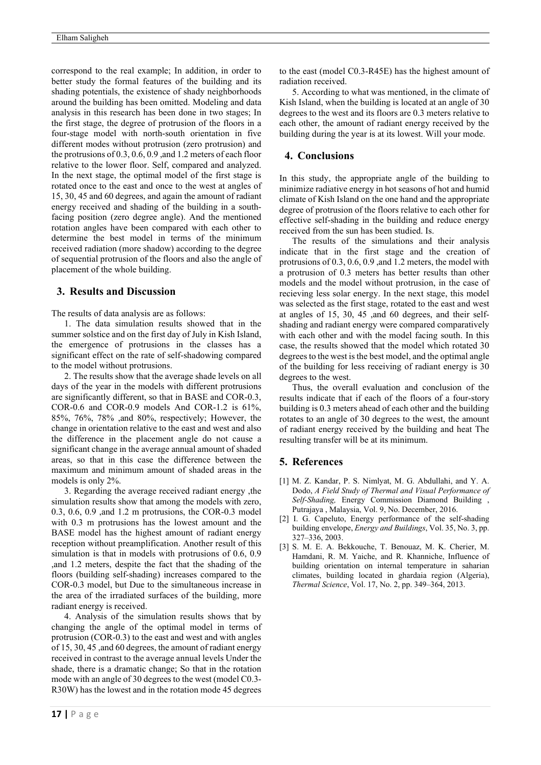correspond to the real example; In addition, in order to better study the formal features of the building and its shading potentials, the existence of shady neighborhoods around the building has been omitted. Modeling and data analysis in this research has been done in two stages; In the first stage, the degree of protrusion of the floors in a four-stage model with north-south orientation in five different modes without protrusion (zero protrusion) and the protrusions of 0.3, 0.6, 0.9 ,and 1.2 meters of each floor relative to the lower floor. Self, compared and analyzed. In the next stage, the optimal model of the first stage is rotated once to the east and once to the west at angles of 15, 30, 45 and 60 degrees, and again the amount of radiant energy received and shading of the building in a south-facing position (zero degree angle). And the mentioned rotation angles have been compared with each other to determine the best model in terms of the minimum received radiation (more shadow) according to the degree of sequential protrusion of the floors and also the angle of placement of the whole building.

## 3. Results and Discussion

The results of data analysis are as follows:

1. The data simulation results showed that in the summer solstice and on the first day of July in Kish Island, the emergence of protrusions in the classes has a significant effect on the rate of self-shadowing compared to the model without protrusions.

2. The results show that the average shade levels on all days of the year in the models with different protrusions are significantly different, so that in BASE and COR-0.3, COR-0.6 and COR-0.9 models And COR-1.2 is 61%, 85%, 76%, 78% ,and 80%, respectively; However, the change in orientation relative to the east and west and also the difference in the placement angle do not cause a significant change in the average annual amount of shaded areas, so that in this case the difference between the maximum and minimum amount of shaded areas in the models is only 2%.

3. Regarding the average received radiant energy ,the simulation results show that among the models with zero, 0.3, 0.6, 0.9 ,and 1.2 m protrusions, the COR-0.3 model with 0.3 m protrusions has the lowest amount and the BASE model has the highest amount of radiant energy reception without preamplification. Another result of this simulation is that in models with protrusions of 0.6, 0.9 ,and 1.2 meters, despite the fact that the shading of the floors (building self-shading) increases compared to the COR-0.3 model, but Due to the simultaneous increase in the area of the irradiated surfaces of the building, more radiant energy is received.

4. Analysis of the simulation results shows that by changing the angle of the optimal model in terms of protrusion (COR-0.3) to the east and west and with angles of 15, 30, 45 ,and 60 degrees, the amount of radiant energy received in contrast to the average annual levels Under the shade, there is a dramatic change; So that in the rotation mode with an angle of 30 degrees to the west (model C0.3-R30W) has the lowest and in the rotation mode 45 degrees to the east (model C0.3-R45E) has the highest amount of radiation received.

5. According to what was mentioned, in the climate of Kish Island, when the building is located at an angle of 30 degrees to the west and its floors are 0.3 meters relative to each other, the amount of radiant energy received by the building during the year is at its lowest. Will your mode.

## 4. Conclusions

In this study, the appropriate angle of the building to minimize radiative energy in hot seasons of hot and humid climate of Kish Island on the one hand and the appropriate degree of protrusion of the floors relative to each other for effective self-shading in the building and reduce energy received from the sun has been studied. Is.

The results of the simulations and their analysis indicate that in the first stage and the creation of protrusions of 0.3, 0.6, 0.9 ,and 1.2 meters, the model with a protrusion of 0.3 meters has better results than other models and the model without protrusion, in the case of recieving less solar energy. In the next stage, this model was selected as the first stage, rotated to the east and west at angles of 15, 30, 45 ,and 60 degrees, and their self-shading and radiant energy were compared comparatively with each other and with the model facing south. In this case, the results showed that the model which rotated 30 degrees to the west is the best model, and the optimal angle of the building for less receiving of radiant energy is 30 degrees to the west.

Thus, the overall evaluation and conclusion of the results indicate that if each of the floors of a four-story building is 0.3 meters ahead of each other and the building rotates to an angle of 30 degrees to the west, the amount of radiant energy received by the building and heat The resulting transfer will be at its minimum.

## 5. References

[1] M. Z. Kandar, P. S. Nimlyat, M. G. Abdullahi, and Y. A. Dodo, *A Field Study of Thermal and Visual Performance of Self-Shading,* Energy Commission Diamond Building , Putrajaya , Malaysia, Vol. 9, No. December, 2016.

[2] I. G. Capeluto, Energy performance of the self-shading building envelope, *Energy and Buildings*, Vol. 35, No. 3, pp. 327–336, 2003.

[3] S. M. E. A. Bekkouche, T. Benouaz, M. K. Cherier, M. Hamdani, R. M. Yaiche, and R. Khanniche, Influence of building orientation on internal temperature in saharian climates, building located in ghardaia region (Algeria), *Thermal Science*, Vol. 17, No. 2, pp. 349–364, 2013.